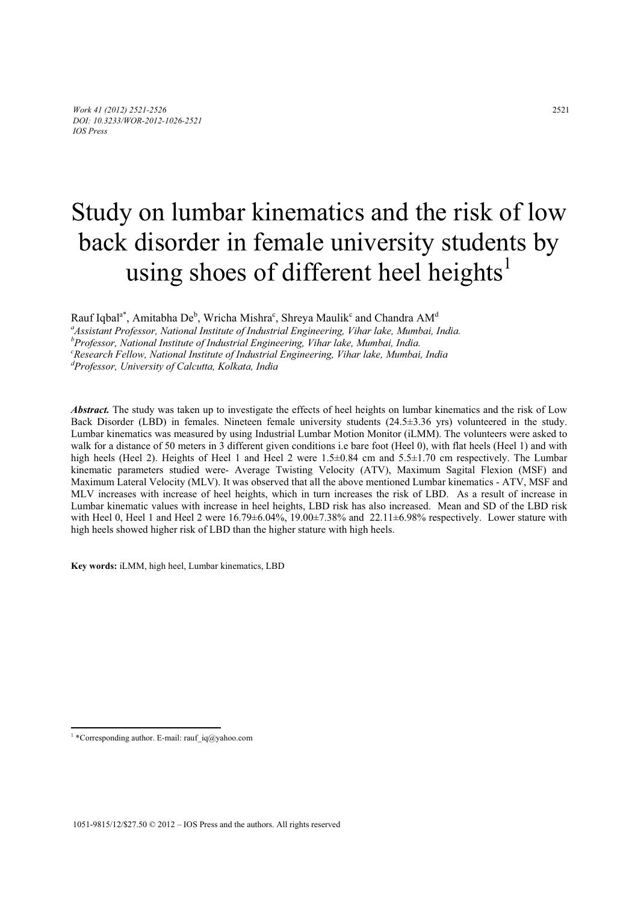# Study on lumbar kinematics and the risk of low back disorder in female university students by using shoes of different heel heights[1]

Rauf Iqbal[a*], Amitabha De[b], Wricha Mishra[c], Shreya Maulik[c] and Chandra AM[d]

[a]*Assistant Professor, National Institute of Industrial Engineering, Vihar lake, Mumbai, India.*
[b]*Professor, National Institute of Industrial Engineering, Vihar lake, Mumbai, India.*
[c]*Research Fellow, National Institute of Industrial Engineering, Vihar lake, Mumbai, India*
[d]*Professor, University of Calcutta, Kolkata, India*

***Abstract.*** The study was taken up to investigate the effects of heel heights on lumbar kinematics and the risk of Low Back Disorder (LBD) in females. Nineteen female university students (24.5±3.36 yrs) volunteered in the study. Lumbar kinematics was measured by using Industrial Lumbar Motion Monitor (iLMM). The volunteers were asked to walk for a distance of 50 meters in 3 different given conditions i.e bare foot (Heel 0), with flat heels (Heel 1) and with high heels (Heel 2). Heights of Heel 1 and Heel 2 were 1.5±0.84 cm and 5.5±1.70 cm respectively. The Lumbar kinematic parameters studied were- Average Twisting Velocity (ATV), Maximum Sagital Flexion (MSF) and Maximum Lateral Velocity (MLV). It was observed that all the above mentioned Lumbar kinematics - ATV, MSF and MLV increases with increase of heel heights, which in turn increases the risk of LBD. As a result of increase in Lumbar kinematic values with increase in heel heights, LBD risk has also increased. Mean and SD of the LBD risk with Heel 0, Heel 1 and Heel 2 were 16.79±6.04%, 19.00±7.38% and 22.11±6.98% respectively. Lower stature with high heels showed higher risk of LBD than the higher stature with high heels.

**Key words:** iLMM, high heel, Lumbar kinematics, LBD

---

[1] *Corresponding author. E-mail: rauf_iq@yahoo.com

1051-9815/12/$27.50 © 2012 – IOS Press and the authors. All rights reserved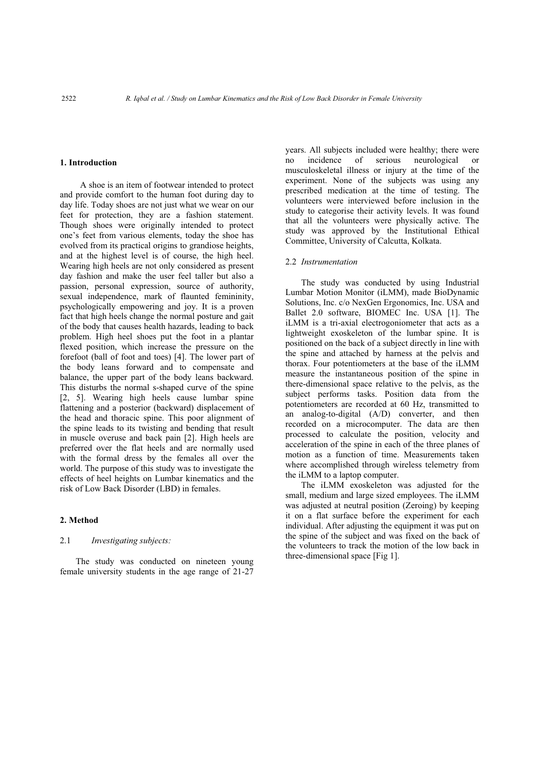## 1. Introduction

A shoe is an item of footwear intended to protect and provide comfort to the human foot during day to day life. Today shoes are not just what we wear on our feet for protection, they are a fashion statement. Though shoes were originally intended to protect one's feet from various elements, today the shoe has evolved from its practical origins to grandiose heights, and at the highest level is of course, the high heel. Wearing high heels are not only considered as present day fashion and make the user feel taller but also a passion, personal expression, source of authority, sexual independence, mark of flaunted femininity, psychologically empowering and joy. It is a proven fact that high heels change the normal posture and gait of the body that causes health hazards, leading to back problem. High heel shoes put the foot in a plantar flexed position, which increase the pressure on the forefoot (ball of foot and toes) [4]. The lower part of the body leans forward and to compensate and balance, the upper part of the body leans backward. This disturbs the normal s-shaped curve of the spine [2, 5]. Wearing high heels cause lumbar spine flattening and a posterior (backward) displacement of the head and thoracic spine. This poor alignment of the spine leads to its twisting and bending that result in muscle overuse and back pain [2]. High heels are preferred over the flat heels and are normally used with the formal dress by the females all over the world. The purpose of this study was to investigate the effects of heel heights on Lumbar kinematics and the risk of Low Back Disorder (LBD) in females.

## 2. Method

### 2.1 *Investigating subjects:*

The study was conducted on nineteen young female university students in the age range of 21-27 years. All subjects included were healthy; there were no incidence of serious neurological or musculoskeletal illness or injury at the time of the experiment. None of the subjects was using any prescribed medication at the time of testing. The volunteers were interviewed before inclusion in the study to categorise their activity levels. It was found that all the volunteers were physically active. The study was approved by the Institutional Ethical Committee, University of Calcutta, Kolkata.

### 2.2 *Instrumentation*

The study was conducted by using Industrial Lumbar Motion Monitor (iLMM), made BioDynamic Solutions, Inc. c/o NexGen Ergonomics, Inc. USA and Ballet 2.0 software, BIOMEC Inc. USA [1]. The iLMM is a tri-axial electrogoniometer that acts as a lightweight exoskeleton of the lumbar spine. It is positioned on the back of a subject directly in line with the spine and attached by harness at the pelvis and thorax. Four potentiometers at the base of the iLMM measure the instantaneous position of the spine in there-dimensional space relative to the pelvis, as the subject performs tasks. Position data from the potentiometers are recorded at 60 Hz, transmitted to an analog-to-digital (A/D) converter, and then recorded on a microcomputer. The data are then processed to calculate the position, velocity and acceleration of the spine in each of the three planes of motion as a function of time. Measurements taken where accomplished through wireless telemetry from the iLMM to a laptop computer.

The iLMM exoskeleton was adjusted for the small, medium and large sized employees. The iLMM was adjusted at neutral position (Zeroing) by keeping it on a flat surface before the experiment for each individual. After adjusting the equipment it was put on the spine of the subject and was fixed on the back of the volunteers to track the motion of the low back in three-dimensional space [Fig 1].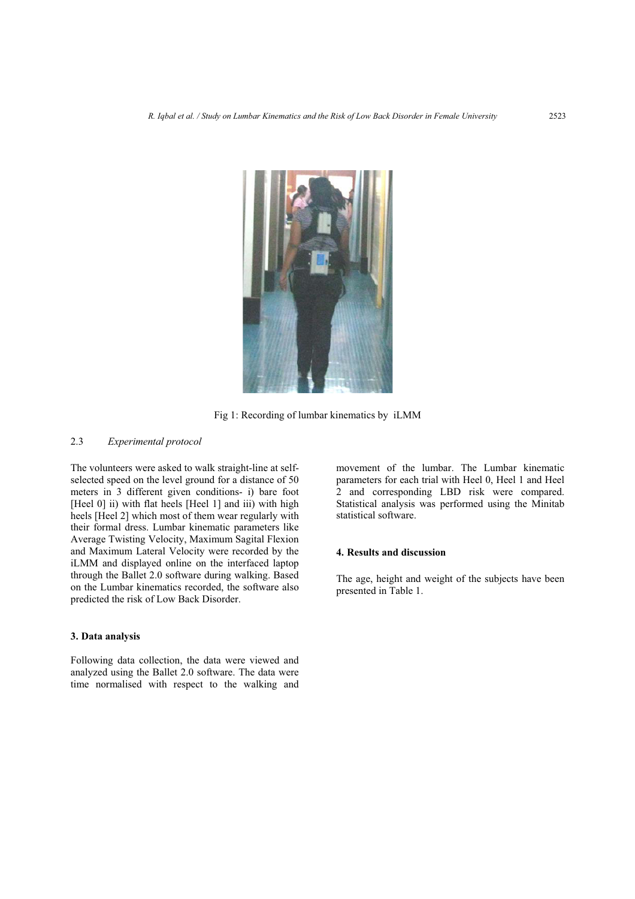Fig 1: Recording of lumbar kinematics by iLMM

### 2.3 *Experimental protocol*

The volunteers were asked to walk straight-line at self-selected speed on the level ground for a distance of 50 meters in 3 different given conditions- i) bare foot [Heel 0] ii) with flat heels [Heel 1] and iii) with high heels [Heel 2] which most of them wear regularly with their formal dress. Lumbar kinematic parameters like Average Twisting Velocity, Maximum Sagital Flexion and Maximum Lateral Velocity were recorded by the iLMM and displayed online on the interfaced laptop through the Ballet 2.0 software during walking. Based on the Lumbar kinematics recorded, the software also predicted the risk of Low Back Disorder.

## 3. Data analysis

Following data collection, the data were viewed and analyzed using the Ballet 2.0 software. The data were time normalised with respect to the walking and movement of the lumbar. The Lumbar kinematic parameters for each trial with Heel 0, Heel 1 and Heel 2 and corresponding LBD risk were compared. Statistical analysis was performed using the Minitab statistical software.

## 4. Results and discussion

The age, height and weight of the subjects have been presented in Table 1.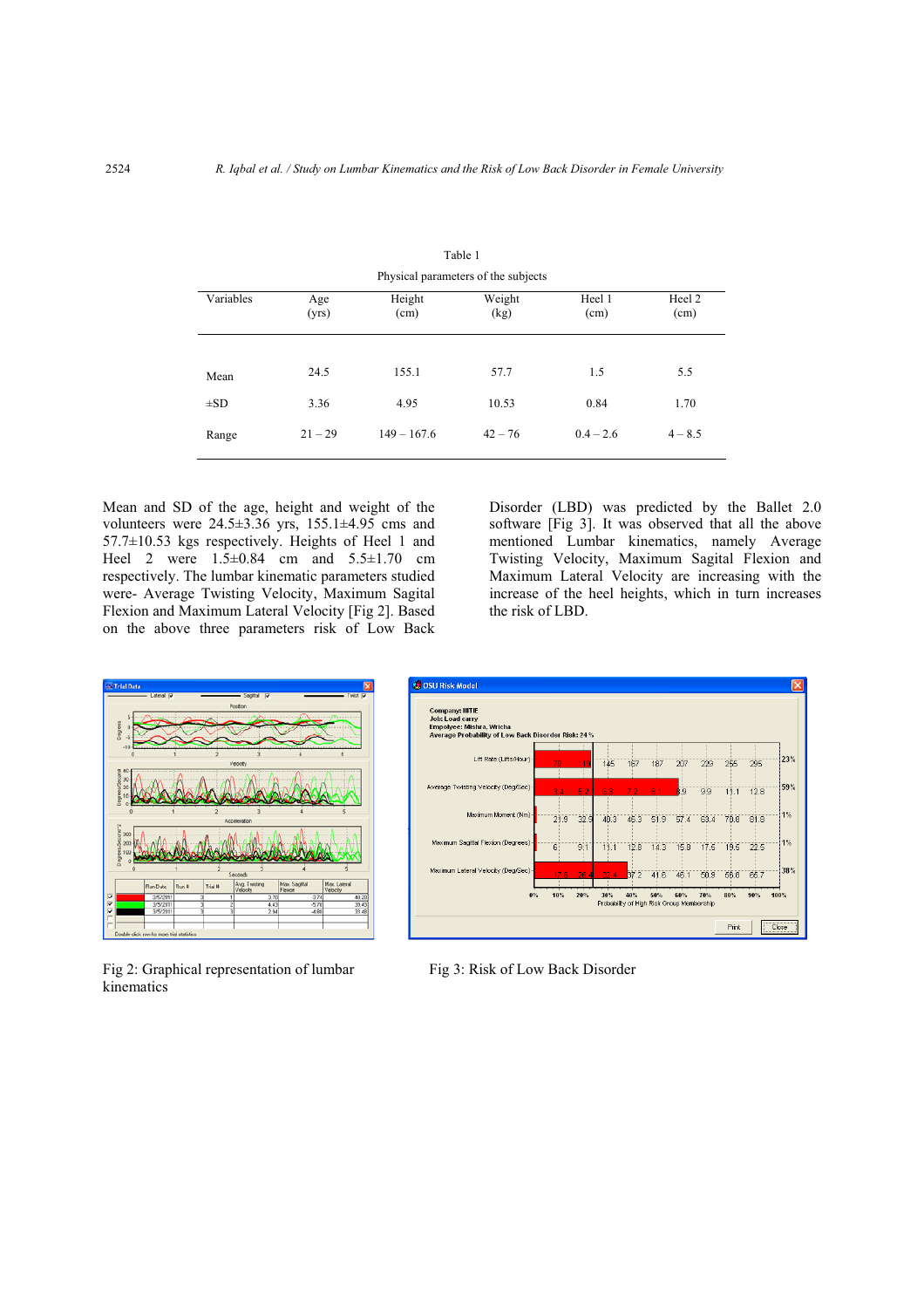Table 1

Physical parameters of the subjects

| Variables | Age (yrs) | Height (cm) | Weight (kg) | Heel 1 (cm) | Heel 2 (cm) |
|---|---|---|---|---|---|
| Mean | 24.5 | 155.1 | 57.7 | 1.5 | 5.5 |
| ±SD | 3.36 | 4.95 | 10.53 | 0.84 | 1.70 |
| Range | 21 – 29 | 149 – 167.6 | 42 – 76 | 0.4 – 2.6 | 4 – 8.5 |

Mean and SD of the age, height and weight of the volunteers were 24.5±3.36 yrs, 155.1±4.95 cms and 57.7±10.53 kgs respectively. Heights of Heel 1 and Heel 2 were 1.5±0.84 cm and 5.5±1.70 cm respectively. The lumbar kinematic parameters studied were- Average Twisting Velocity, Maximum Sagital Flexion and Maximum Lateral Velocity [Fig 2]. Based on the above three parameters risk of Low Back Disorder (LBD) was predicted by the Ballet 2.0 software [Fig 3]. It was observed that all the above mentioned Lumbar kinematics, namely Average Twisting Velocity, Maximum Sagital Flexion and Maximum Lateral Velocity are increasing with the increase of the heel heights, which in turn increases the risk of LBD.

Fig 2: Graphical representation of lumbar kinematics

Fig 3: Risk of Low Back Disorder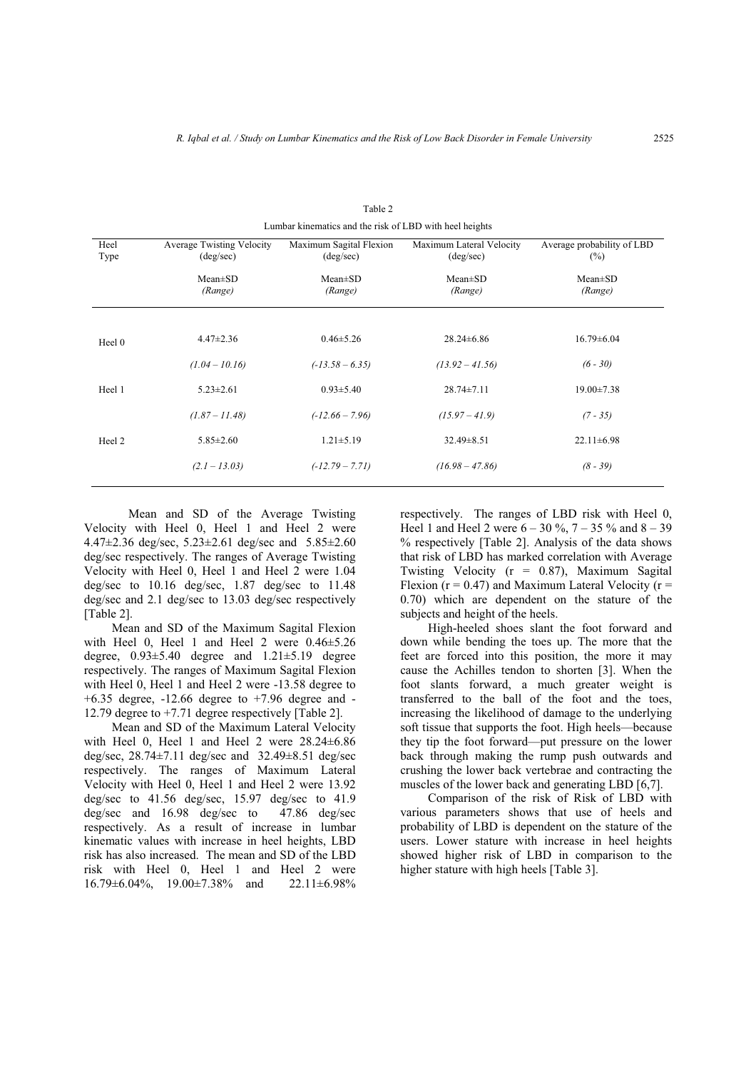Table 2

Lumbar kinematics and the risk of LBD with heel heights

| Heel Type | Average Twisting Velocity (deg/sec) Mean±SD *(Range)* | Maximum Sagital Flexion (deg/sec) Mean±SD *(Range)* | Maximum Lateral Velocity (deg/sec) Mean±SD *(Range)* | Average probability of LBD (%) Mean±SD *(Range)* |
|---|---|---|---|---|
| Heel 0 | 4.47±2.36 | 0.46±5.26 | 28.24±6.86 | 16.79±6.04 |
| | *(1.04 – 10.16)* | *(-13.58 – 6.35)* | *(13.92 – 41.56)* | *(6 - 30)* |
| Heel 1 | 5.23±2.61 | 0.93±5.40 | 28.74±7.11 | 19.00±7.38 |
| | *(1.87 – 11.48)* | *(-12.66 – 7.96)* | *(15.97 – 41.9)* | *(7 - 35)* |
| Heel 2 | 5.85±2.60 | 1.21±5.19 | 32.49±8.51 | 22.11±6.98 |
| | *(2.1 – 13.03)* | *(-12.79 – 7.71)* | *(16.98 – 47.86)* | *(8 - 39)* |

Mean and SD of the Average Twisting Velocity with Heel 0, Heel 1 and Heel 2 were 4.47±2.36 deg/sec, 5.23±2.61 deg/sec and 5.85±2.60 deg/sec respectively. The ranges of Average Twisting Velocity with Heel 0, Heel 1 and Heel 2 were 1.04 deg/sec to 10.16 deg/sec, 1.87 deg/sec to 11.48 deg/sec and 2.1 deg/sec to 13.03 deg/sec respectively [Table 2].

Mean and SD of the Maximum Sagital Flexion with Heel 0, Heel 1 and Heel 2 were 0.46±5.26 degree, 0.93±5.40 degree and 1.21±5.19 degree respectively. The ranges of Maximum Sagital Flexion with Heel 0, Heel 1 and Heel 2 were -13.58 degree to +6.35 degree, -12.66 degree to +7.96 degree and -12.79 degree to +7.71 degree respectively [Table 2].

Mean and SD of the Maximum Lateral Velocity with Heel 0, Heel 1 and Heel 2 were 28.24±6.86 deg/sec, 28.74±7.11 deg/sec and 32.49±8.51 deg/sec respectively. The ranges of Maximum Lateral Velocity with Heel 0, Heel 1 and Heel 2 were 13.92 deg/sec to 41.56 deg/sec, 15.97 deg/sec to 41.9 deg/sec and 16.98 deg/sec to 47.86 deg/sec respectively. As a result of increase in lumbar kinematic values with increase in heel heights, LBD risk has also increased. The mean and SD of the LBD risk with Heel 0, Heel 1 and Heel 2 were 16.79±6.04%, 19.00±7.38% and 22.11±6.98% respectively. The ranges of LBD risk with Heel 0, Heel 1 and Heel 2 were 6 – 30 %, 7 – 35 % and 8 – 39 % respectively [Table 2]. Analysis of the data shows that risk of LBD has marked correlation with Average Twisting Velocity ($r = 0.87$), Maximum Sagital Flexion ($r = 0.47$) and Maximum Lateral Velocity ($r = 0.70$) which are dependent on the stature of the subjects and height of the heels.

High-heeled shoes slant the foot forward and down while bending the toes up. The more that the feet are forced into this position, the more it may cause the Achilles tendon to shorten [3]. When the foot slants forward, a much greater weight is transferred to the ball of the foot and the toes, increasing the likelihood of damage to the underlying soft tissue that supports the foot. High heels—because they tip the foot forward—put pressure on the lower back through making the rump push outwards and crushing the lower back vertebrae and contracting the muscles of the lower back and generating LBD [6,7].

Comparison of the risk of Risk of LBD with various parameters shows that use of heels and probability of LBD is dependent on the stature of the users. Lower stature with increase in heel heights showed higher risk of LBD in comparison to the higher stature with high heels [Table 3].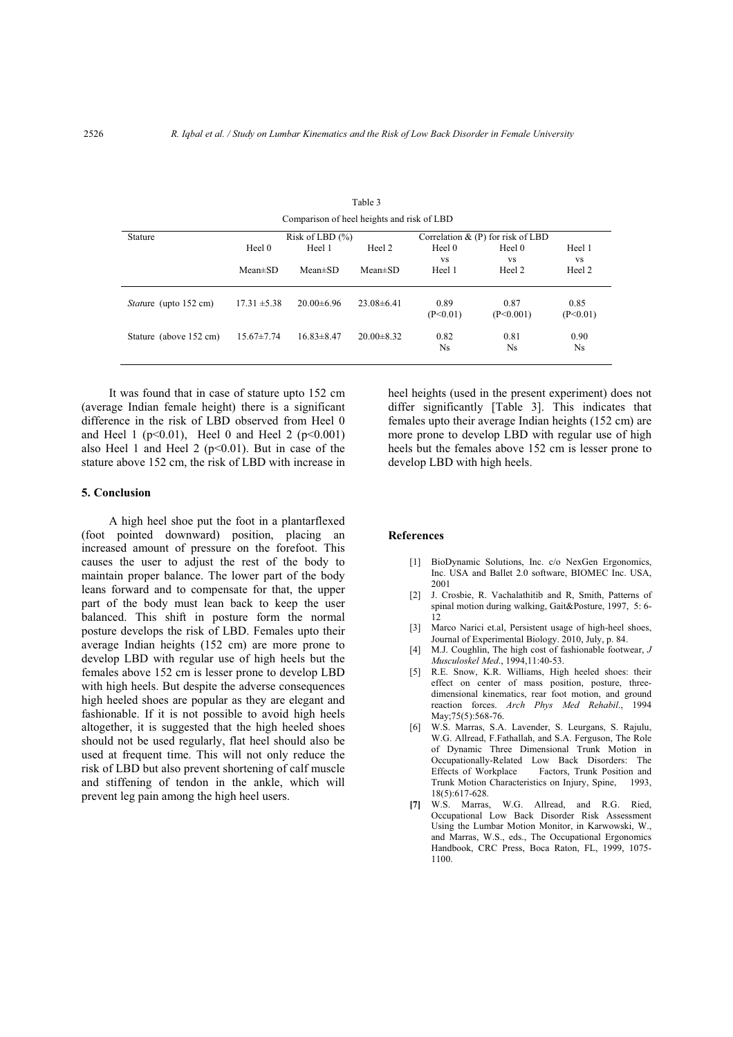Table 3

Comparison of heel heights and risk of LBD

| Stature | Risk of LBD (%) | | | Correlation & (P) for risk of LBD | | |
|---|---|---|---|---|---|---|
| | Heel 0 | Heel 1 | Heel 2 | Heel 0 vs Heel 1 | Heel 0 vs Heel 2 | Heel 1 vs Heel 2 |
| | Mean±SD | Mean±SD | Mean±SD | | | |
| *Stat*ure (upto 152 cm) | 17.31 ±5.38 | 20.00±6.96 | 23.08±6.41 | 0.89 (P<0.01) | 0.87 (P<0.001) | 0.85 (P<0.01) |
| Stature (above 152 cm) | 15.67±7.74 | 16.83±8.47 | 20.00±8.32 | 0.82 Ns | 0.81 Ns | 0.90 Ns |

It was found that in case of stature upto 152 cm (average Indian female height) there is a significant difference in the risk of LBD observed from Heel 0 and Heel 1 ($p<0.01$), Heel 0 and Heel 2 ($p<0.001$) also Heel 1 and Heel 2 ($p<0.01$). But in case of the stature above 152 cm, the risk of LBD with increase in heel heights (used in the present experiment) does not differ significantly [Table 3]. This indicates that females upto their average Indian heights (152 cm) are more prone to develop LBD with regular use of high heels but the females above 152 cm is lesser prone to develop LBD with high heels.

## 5. Conclusion

A high heel shoe put the foot in a plantarflexed (foot pointed downward) position, placing an increased amount of pressure on the forefoot. This causes the user to adjust the rest of the body to maintain proper balance. The lower part of the body leans forward and to compensate for that, the upper part of the body must lean back to keep the user balanced. This shift in posture form the normal posture develops the risk of LBD. Females upto their average Indian heights (152 cm) are more prone to develop LBD with regular use of high heels but the females above 152 cm is lesser prone to develop LBD with high heels. But despite the adverse consequences high heeled shoes are popular as they are elegant and fashionable. If it is not possible to avoid high heels altogether, it is suggested that the high heeled shoes should not be used regularly, flat heel should also be used at frequent time. This will not only reduce the risk of LBD but also prevent shortening of calf muscle and stiffening of tendon in the ankle, which will prevent leg pain among the high heel users.

## References

[1] BioDynamic Solutions, Inc. c/o NexGen Ergonomics, Inc. USA and Ballet 2.0 software, BIOMEC Inc. USA, 2001

[2] J. Crosbie, R. Vachalathitib and R, Smith, Patterns of spinal motion during walking, Gait&Posture, 1997, 5: 6-12

[3] Marco Narici et.al, Persistent usage of high-heel shoes, Journal of Experimental Biology. 2010, July, p. 84.

[4] M.J. Coughlin, The high cost of fashionable footwear, *J Musculoskel Med*., 1994,11:40-53.

[5] R.E. Snow, K.R. Williams, High heeled shoes: their effect on center of mass position, posture, three-dimensional kinematics, rear foot motion, and ground reaction forces. *Arch Phys Med Rehabil*., 1994 May;75(5):568-76.

[6] W.S. Marras, S.A. Lavender, S. Leurgans, S. Rajulu, W.G. Allread, F.Fathallah, and S.A. Ferguson, The Role of Dynamic Three Dimensional Trunk Motion in Occupationally-Related Low Back Disorders: The Effects of Workplace Factors, Trunk Position and Trunk Motion Characteristics on Injury, Spine, 1993, 18(5):617-628.

[7] W.S. Marras, W.G. Allread, and R.G. Ried, Occupational Low Back Disorder Risk Assessment Using the Lumbar Motion Monitor, in Karwowski, W., and Marras, W.S., eds., The Occupational Ergonomics Handbook, CRC Press, Boca Raton, FL, 1999, 1075-1100.